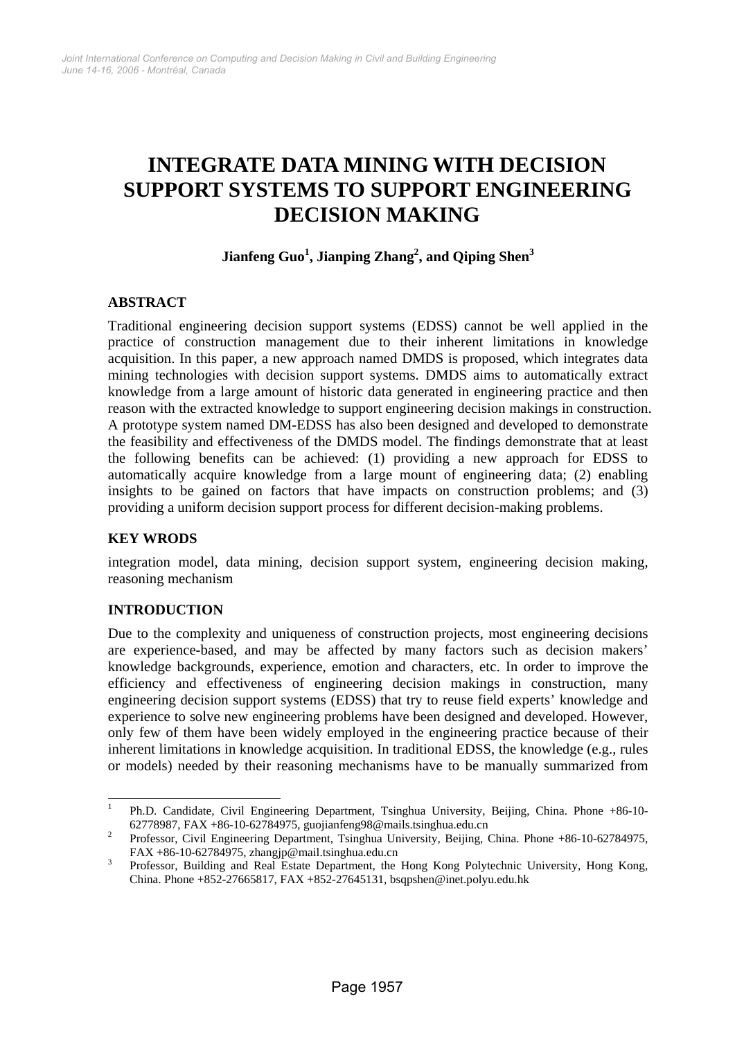# INTEGRATE DATA MINING WITH DECISION SUPPORT SYSTEMS TO SUPPORT ENGINEERING DECISION MAKING

**Jianfeng Guo[1], Jianping Zhang[2], and Qiping Shen[3]**

## ABSTRACT

Traditional engineering decision support systems (EDSS) cannot be well applied in the practice of construction management due to their inherent limitations in knowledge acquisition. In this paper, a new approach named DMDS is proposed, which integrates data mining technologies with decision support systems. DMDS aims to automatically extract knowledge from a large amount of historic data generated in engineering practice and then reason with the extracted knowledge to support engineering decision makings in construction. A prototype system named DM-EDSS has also been designed and developed to demonstrate the feasibility and effectiveness of the DMDS model. The findings demonstrate that at least the following benefits can be achieved: (1) providing a new approach for EDSS to automatically acquire knowledge from a large mount of engineering data; (2) enabling insights to be gained on factors that have impacts on construction problems; and (3) providing a uniform decision support process for different decision-making problems.

## KEY WRODS

integration model, data mining, decision support system, engineering decision making, reasoning mechanism

## INTRODUCTION

Due to the complexity and uniqueness of construction projects, most engineering decisions are experience-based, and may be affected by many factors such as decision makers' knowledge backgrounds, experience, emotion and characters, etc. In order to improve the efficiency and effectiveness of engineering decision makings in construction, many engineering decision support systems (EDSS) that try to reuse field experts' knowledge and experience to solve new engineering problems have been designed and developed. However, only few of them have been widely employed in the engineering practice because of their inherent limitations in knowledge acquisition. In traditional EDSS, the knowledge (e.g., rules or models) needed by their reasoning mechanisms have to be manually summarized from

---

[1] Ph.D. Candidate, Civil Engineering Department, Tsinghua University, Beijing, China. Phone +86-10-62778987, FAX +86-10-62784975, guojianfeng98@mails.tsinghua.edu.cn

[2] Professor, Civil Engineering Department, Tsinghua University, Beijing, China. Phone +86-10-62784975, FAX +86-10-62784975, zhangjp@mail.tsinghua.edu.cn

[3] Professor, Building and Real Estate Department, the Hong Kong Polytechnic University, Hong Kong, China. Phone +852-27665817, FAX +852-27645131, bsqpshen@inet.polyu.edu.hk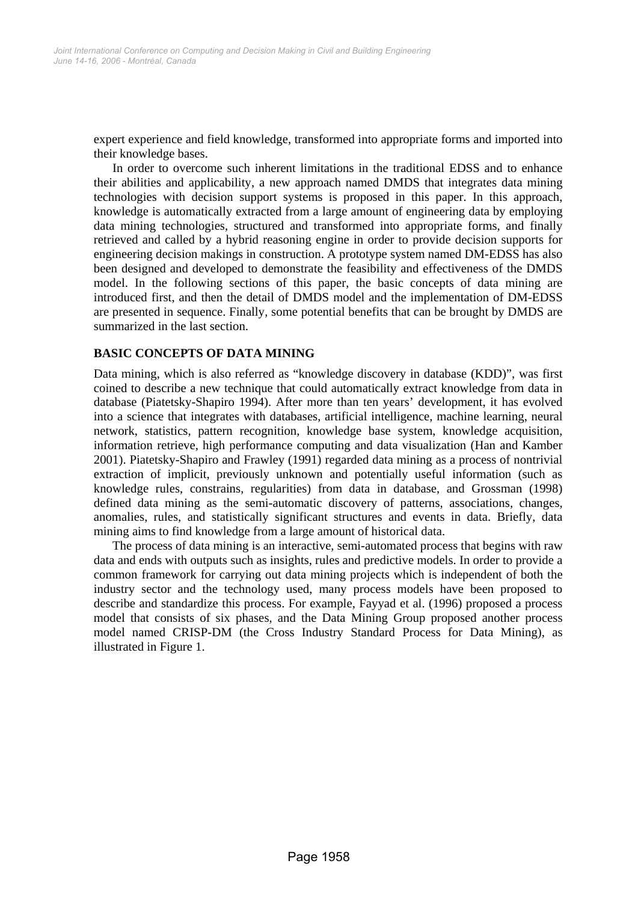expert experience and field knowledge, transformed into appropriate forms and imported into their knowledge bases.

In order to overcome such inherent limitations in the traditional EDSS and to enhance their abilities and applicability, a new approach named DMDS that integrates data mining technologies with decision support systems is proposed in this paper. In this approach, knowledge is automatically extracted from a large amount of engineering data by employing data mining technologies, structured and transformed into appropriate forms, and finally retrieved and called by a hybrid reasoning engine in order to provide decision supports for engineering decision makings in construction. A prototype system named DM-EDSS has also been designed and developed to demonstrate the feasibility and effectiveness of the DMDS model. In the following sections of this paper, the basic concepts of data mining are introduced first, and then the detail of DMDS model and the implementation of DM-EDSS are presented in sequence. Finally, some potential benefits that can be brought by DMDS are summarized in the last section.

## BASIC CONCEPTS OF DATA MINING

Data mining, which is also referred as "knowledge discovery in database (KDD)", was first coined to describe a new technique that could automatically extract knowledge from data in database (Piatetsky-Shapiro 1994). After more than ten years' development, it has evolved into a science that integrates with databases, artificial intelligence, machine learning, neural network, statistics, pattern recognition, knowledge base system, knowledge acquisition, information retrieve, high performance computing and data visualization (Han and Kamber 2001). Piatetsky-Shapiro and Frawley (1991) regarded data mining as a process of nontrivial extraction of implicit, previously unknown and potentially useful information (such as knowledge rules, constrains, regularities) from data in database, and Grossman (1998) defined data mining as the semi-automatic discovery of patterns, associations, changes, anomalies, rules, and statistically significant structures and events in data. Briefly, data mining aims to find knowledge from a large amount of historical data.

The process of data mining is an interactive, semi-automated process that begins with raw data and ends with outputs such as insights, rules and predictive models. In order to provide a common framework for carrying out data mining projects which is independent of both the industry sector and the technology used, many process models have been proposed to describe and standardize this process. For example, Fayyad et al. (1996) proposed a process model that consists of six phases, and the Data Mining Group proposed another process model named CRISP-DM (the Cross Industry Standard Process for Data Mining), as illustrated in Figure 1.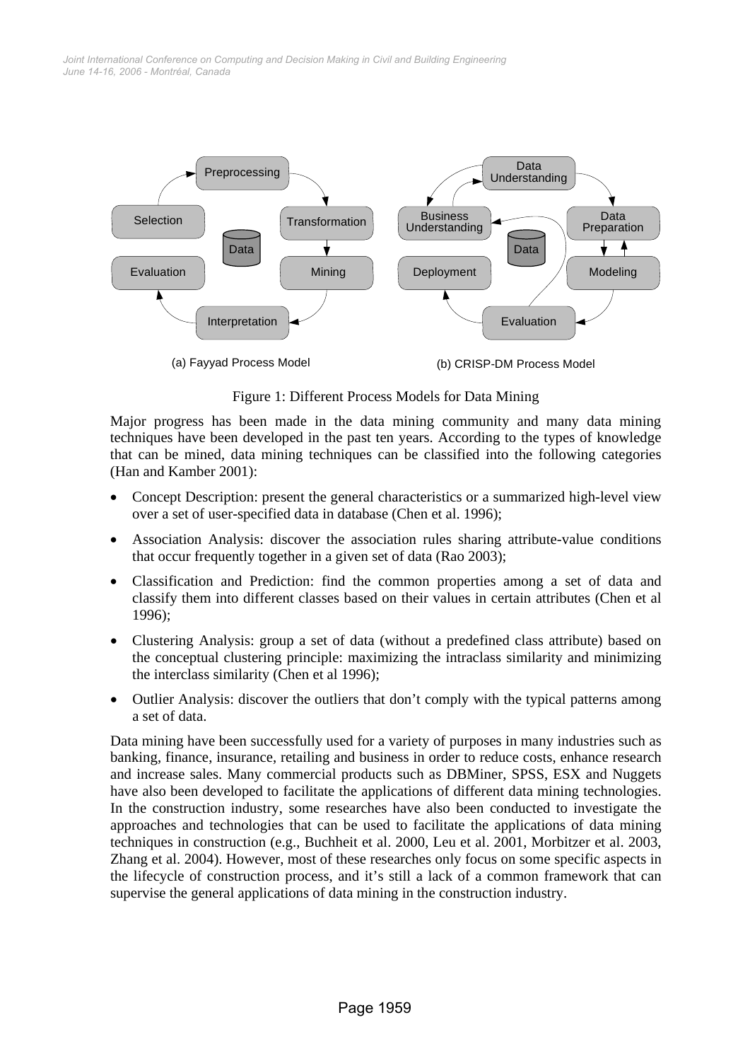Figure 1: Different Process Models for Data Mining

Major progress has been made in the data mining community and many data mining techniques have been developed in the past ten years. According to the types of knowledge that can be mined, data mining techniques can be classified into the following categories (Han and Kamber 2001):

- Concept Description: present the general characteristics or a summarized high-level view over a set of user-specified data in database (Chen et al. 1996);
- Association Analysis: discover the association rules sharing attribute-value conditions that occur frequently together in a given set of data (Rao 2003);
- Classification and Prediction: find the common properties among a set of data and classify them into different classes based on their values in certain attributes (Chen et al 1996);
- Clustering Analysis: group a set of data (without a predefined class attribute) based on the conceptual clustering principle: maximizing the intraclass similarity and minimizing the interclass similarity (Chen et al 1996);
- Outlier Analysis: discover the outliers that don't comply with the typical patterns among a set of data.

Data mining have been successfully used for a variety of purposes in many industries such as banking, finance, insurance, retailing and business in order to reduce costs, enhance research and increase sales. Many commercial products such as DBMiner, SPSS, ESX and Nuggets have also been developed to facilitate the applications of different data mining technologies. In the construction industry, some researches have also been conducted to investigate the approaches and technologies that can be used to facilitate the applications of data mining techniques in construction (e.g., Buchheit et al. 2000, Leu et al. 2001, Morbitzer et al. 2003, Zhang et al. 2004). However, most of these researches only focus on some specific aspects in the lifecycle of construction process, and it's still a lack of a common framework that can supervise the general applications of data mining in the construction industry.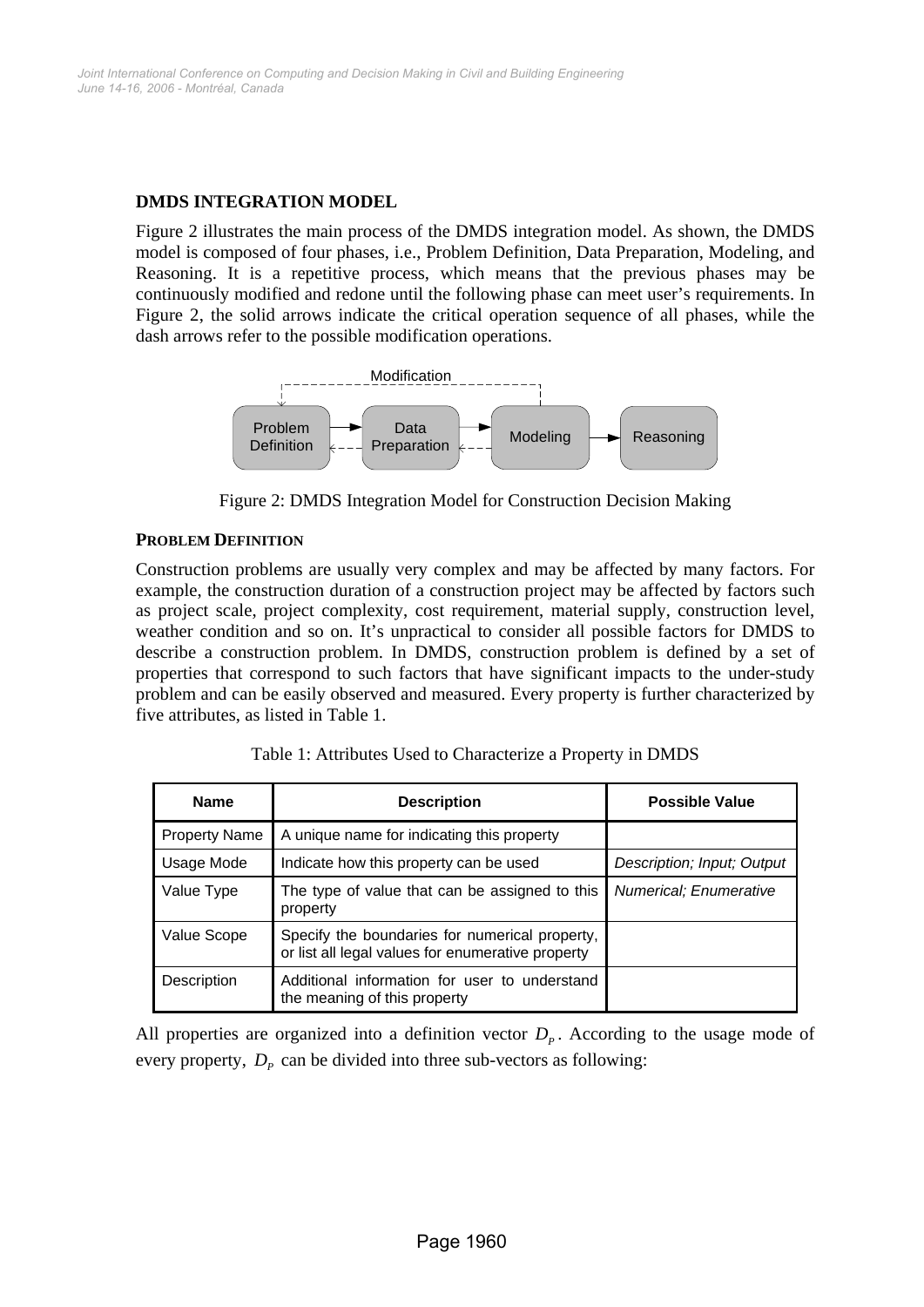## DMDS INTEGRATION MODEL

Figure 2 illustrates the main process of the DMDS integration model. As shown, the DMDS model is composed of four phases, i.e., Problem Definition, Data Preparation, Modeling, and Reasoning. It is a repetitive process, which means that the previous phases may be continuously modified and redone until the following phase can meet user's requirements. In Figure 2, the solid arrows indicate the critical operation sequence of all phases, while the dash arrows refer to the possible modification operations.

Figure 2: DMDS Integration Model for Construction Decision Making

### PROBLEM DEFINITION

Construction problems are usually very complex and may be affected by many factors. For example, the construction duration of a construction project may be affected by factors such as project scale, project complexity, cost requirement, material supply, construction level, weather condition and so on. It's unpractical to consider all possible factors for DMDS to describe a construction problem. In DMDS, construction problem is defined by a set of properties that correspond to such factors that have significant impacts to the under-study problem and can be easily observed and measured. Every property is further characterized by five attributes, as listed in Table 1.

Table 1: Attributes Used to Characterize a Property in DMDS

| Name | Description | Possible Value |
|---|---|---|
| Property Name | A unique name for indicating this property | |
| Usage Mode | Indicate how this property can be used | *Description; Input; Output* |
| Value Type | The type of value that can be assigned to this property | *Numerical; Enumerative* |
| Value Scope | Specify the boundaries for numerical property, or list all legal values for enumerative property | |
| Description | Additional information for user to understand the meaning of this property | |

All properties are organized into a definition vector $D_P$. According to the usage mode of every property, $D_P$ can be divided into three sub-vectors as following: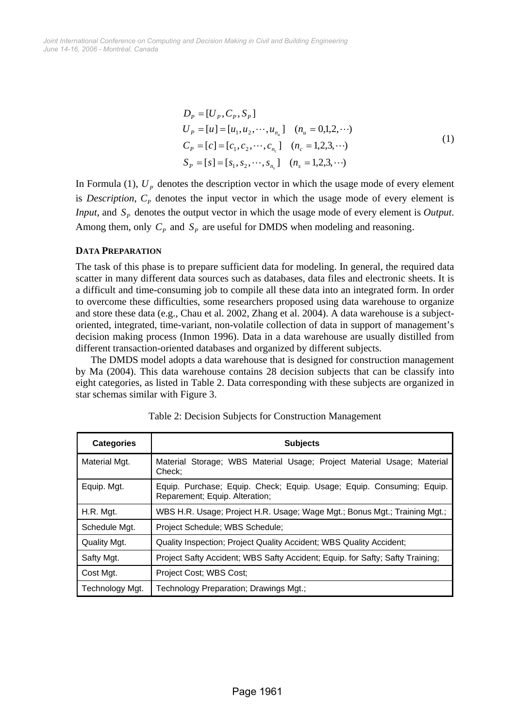$$
\begin{aligned}
D_P &= [U_P, C_P, S_P] \\
U_P &= [u] = [u_1, u_2, \cdots, u_{n_u}] \quad (n_u = 0,1,2,\cdots) \\
C_P &= [c] = [c_1, c_2, \cdots, c_{n_c}] \quad (n_c = 1,2,3,\cdots) \\
S_P &= [s] = [s_1, s_2, \cdots, s_{n_s}] \quad (n_s = 1,2,3,\cdots)
\end{aligned} \tag{1}
$$

In Formula (1), $U_P$ denotes the description vector in which the usage mode of every element is *Description*, $C_P$ denotes the input vector in which the usage mode of every element is *Input*, and $S_P$ denotes the output vector in which the usage mode of every element is *Output*. Among them, only $C_P$ and $S_P$ are useful for DMDS when modeling and reasoning.

### DATA PREPARATION

The task of this phase is to prepare sufficient data for modeling. In general, the required data scatter in many different data sources such as databases, data files and electronic sheets. It is a difficult and time-consuming job to compile all these data into an integrated form. In order to overcome these difficulties, some researchers proposed using data warehouse to organize and store these data (e.g., Chau et al. 2002, Zhang et al. 2004). A data warehouse is a subject-oriented, integrated, time-variant, non-volatile collection of data in support of management's decision making process (Inmon 1996). Data in a data warehouse are usually distilled from different transaction-oriented databases and organized by different subjects.

The DMDS model adopts a data warehouse that is designed for construction management by Ma (2004). This data warehouse contains 28 decision subjects that can be classify into eight categories, as listed in Table 2. Data corresponding with these subjects are organized in star schemas similar with Figure 3.

Table 2: Decision Subjects for Construction Management

| Categories | Subjects |
|---|---|
| Material Mgt. | Material Storage; WBS Material Usage; Project Material Usage; Material Check; |
| Equip. Mgt. | Equip. Purchase; Equip. Check; Equip. Usage; Equip. Consuming; Equip. Reparement; Equip. Alteration; |
| H.R. Mgt. | WBS H.R. Usage; Project H.R. Usage; Wage Mgt.; Bonus Mgt.; Training Mgt.; |
| Schedule Mgt. | Project Schedule; WBS Schedule; |
| Quality Mgt. | Quality Inspection; Project Quality Accident; WBS Quality Accident; |
| Safty Mgt. | Project Safty Accident; WBS Safty Accident; Equip. for Safty; Safty Training; |
| Cost Mgt. | Project Cost; WBS Cost; |
| Technology Mgt. | Technology Preparation; Drawings Mgt.; |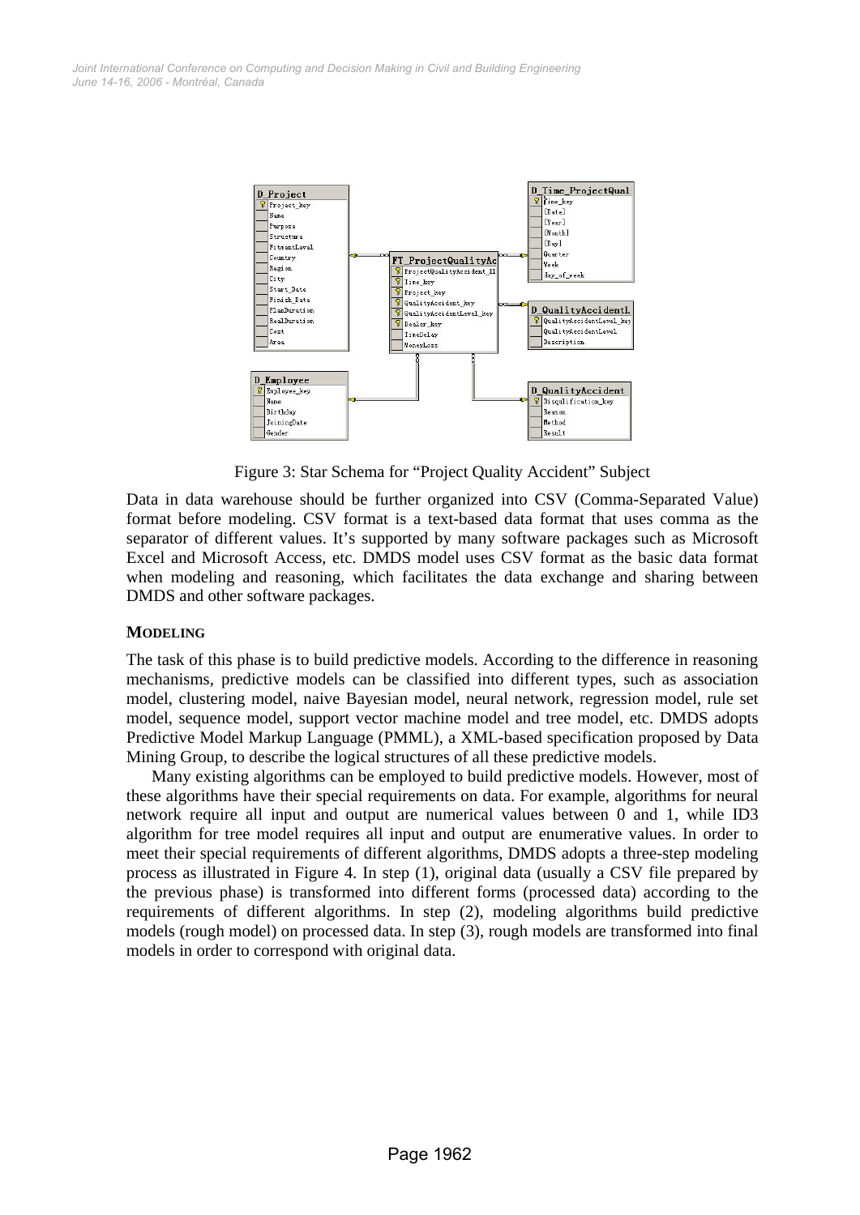Figure 3: Star Schema for “Project Quality Accident” Subject

Data in data warehouse should be further organized into CSV (Comma-Separated Value) format before modeling. CSV format is a text-based data format that uses comma as the separator of different values. It’s supported by many software packages such as Microsoft Excel and Microsoft Access, etc. DMDS model uses CSV format as the basic data format when modeling and reasoning, which facilitates the data exchange and sharing between DMDS and other software packages.

## MODELING

The task of this phase is to build predictive models. According to the difference in reasoning mechanisms, predictive models can be classified into different types, such as association model, clustering model, naive Bayesian model, neural network, regression model, rule set model, sequence model, support vector machine model and tree model, etc. DMDS adopts Predictive Model Markup Language (PMML), a XML-based specification proposed by Data Mining Group, to describe the logical structures of all these predictive models.

Many existing algorithms can be employed to build predictive models. However, most of these algorithms have their special requirements on data. For example, algorithms for neural network require all input and output are numerical values between 0 and 1, while ID3 algorithm for tree model requires all input and output are enumerative values. In order to meet their special requirements of different algorithms, DMDS adopts a three-step modeling process as illustrated in Figure 4. In step (1), original data (usually a CSV file prepared by the previous phase) is transformed into different forms (processed data) according to the requirements of different algorithms. In step (2), modeling algorithms build predictive models (rough model) on processed data. In step (3), rough models are transformed into final models in order to correspond with original data.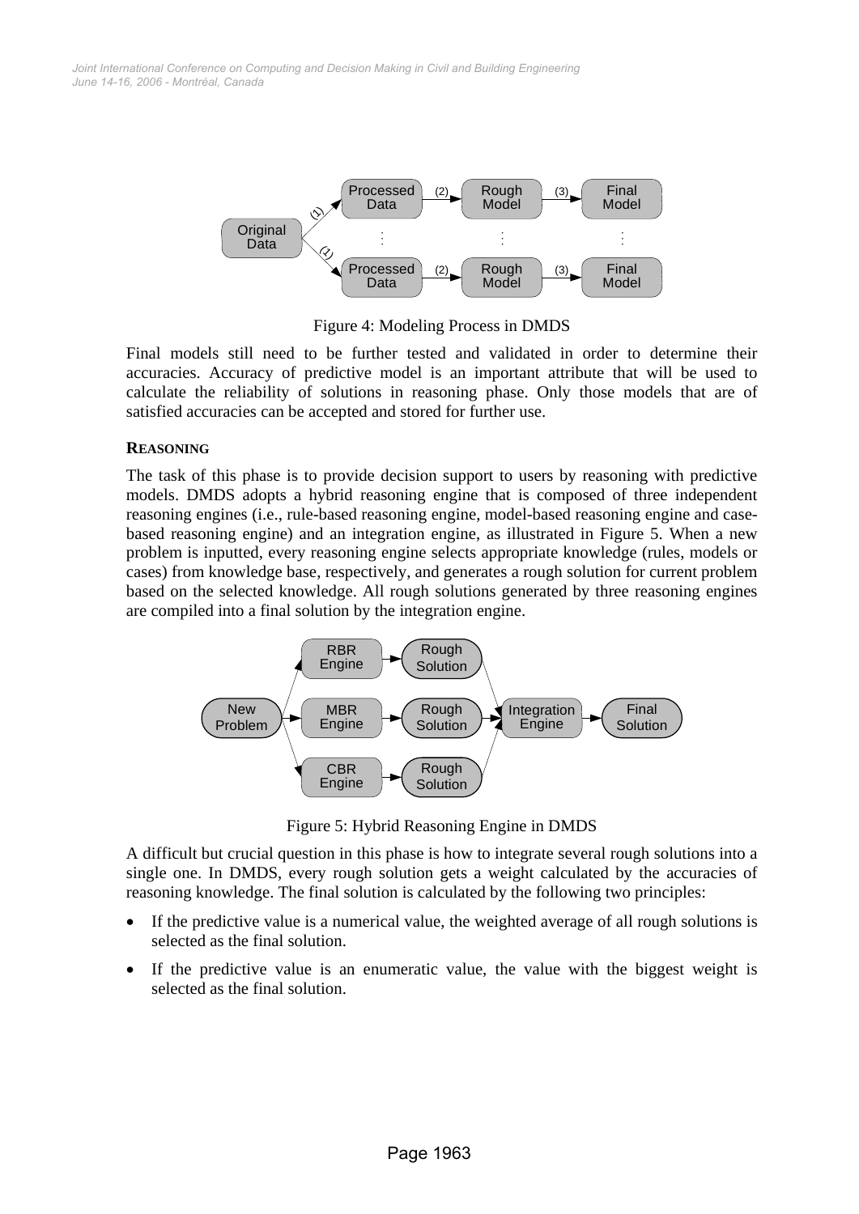Figure 4: Modeling Process in DMDS

Final models still need to be further tested and validated in order to determine their accuracies. Accuracy of predictive model is an important attribute that will be used to calculate the reliability of solutions in reasoning phase. Only those models that are of satisfied accuracies can be accepted and stored for further use.

### REASONING

The task of this phase is to provide decision support to users by reasoning with predictive models. DMDS adopts a hybrid reasoning engine that is composed of three independent reasoning engines (i.e., rule-based reasoning engine, model-based reasoning engine and case-based reasoning engine) and an integration engine, as illustrated in Figure 5. When a new problem is inputted, every reasoning engine selects appropriate knowledge (rules, models or cases) from knowledge base, respectively, and generates a rough solution for current problem based on the selected knowledge. All rough solutions generated by three reasoning engines are compiled into a final solution by the integration engine.

Figure 5: Hybrid Reasoning Engine in DMDS

A difficult but crucial question in this phase is how to integrate several rough solutions into a single one. In DMDS, every rough solution gets a weight calculated by the accuracies of reasoning knowledge. The final solution is calculated by the following two principles:

- If the predictive value is a numerical value, the weighted average of all rough solutions is selected as the final solution.
- If the predictive value is an enumeratic value, the value with the biggest weight is selected as the final solution.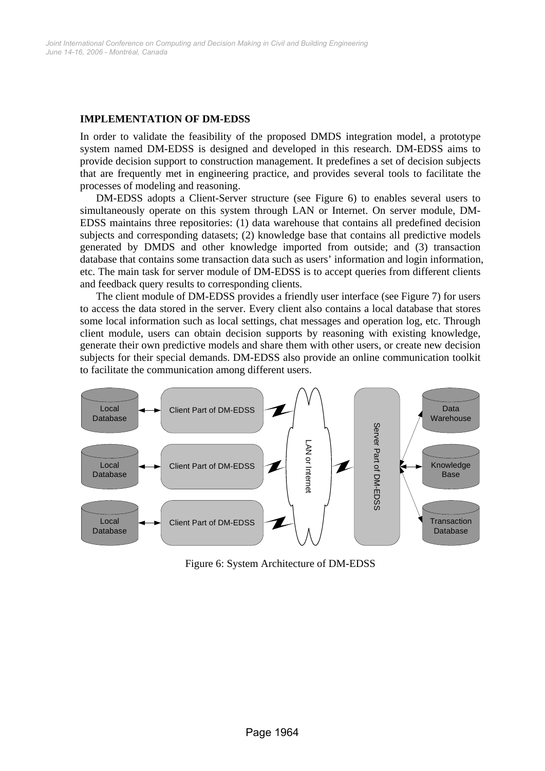## IMPLEMENTATION OF DM-EDSS

In order to validate the feasibility of the proposed DMDS integration model, a prototype system named DM-EDSS is designed and developed in this research. DM-EDSS aims to provide decision support to construction management. It predefines a set of decision subjects that are frequently met in engineering practice, and provides several tools to facilitate the processes of modeling and reasoning.

DM-EDSS adopts a Client-Server structure (see Figure 6) to enables several users to simultaneously operate on this system through LAN or Internet. On server module, DM-EDSS maintains three repositories: (1) data warehouse that contains all predefined decision subjects and corresponding datasets; (2) knowledge base that contains all predictive models generated by DMDS and other knowledge imported from outside; and (3) transaction database that contains some transaction data such as users' information and login information, etc. The main task for server module of DM-EDSS is to accept queries from different clients and feedback query results to corresponding clients.

The client module of DM-EDSS provides a friendly user interface (see Figure 7) for users to access the data stored in the server. Every client also contains a local database that stores some local information such as local settings, chat messages and operation log, etc. Through client module, users can obtain decision supports by reasoning with existing knowledge, generate their own predictive models and share them with other users, or create new decision subjects for their special demands. DM-EDSS also provide an online communication toolkit to facilitate the communication among different users.

Local Database — Client Part of DM-EDSS
Local Database — Client Part of DM-EDSS
Local Database — Client Part of DM-EDSS
LAN or Internet
Server Part of DM-EDSS
Data Warehouse
Knowledge Base
Transaction Database

Figure 6: System Architecture of DM-EDSS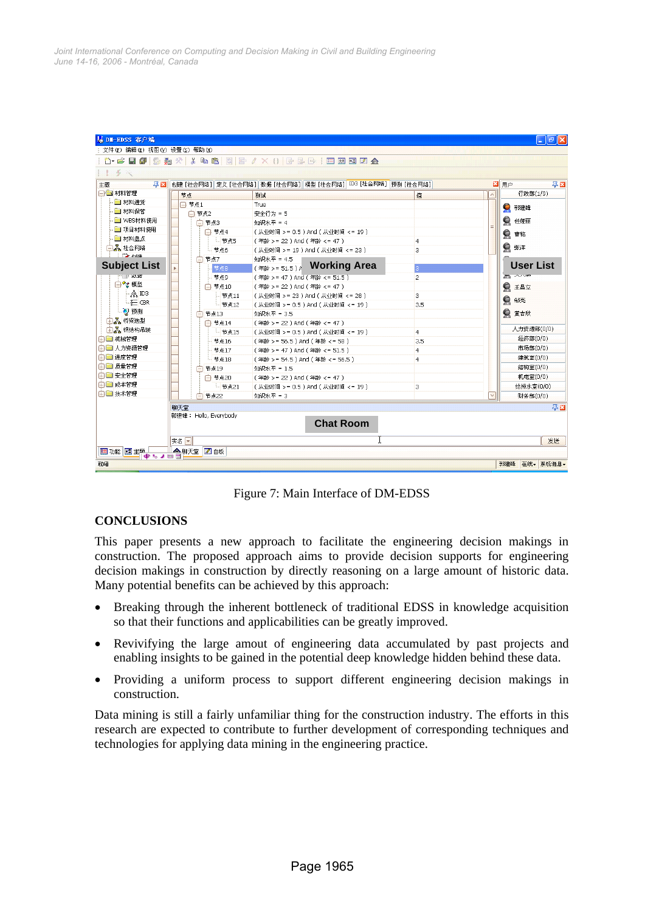Figure 7: Main Interface of DM-EDSS

## CONCLUSIONS

This paper presents a new approach to facilitate the engineering decision makings in construction. The proposed approach aims to provide decision supports for engineering decision makings in construction by directly reasoning on a large amount of historic data. Many potential benefits can be achieved by this approach:

- Breaking through the inherent bottleneck of traditional EDSS in knowledge acquisition so that their functions and applicabilities can be greatly improved.
- Revivifying the large amout of engineering data accumulated by past projects and enabling insights to be gained in the potential deep knowledge hidden behind these data.
- Providing a uniform process to support different engineering decision makings in construction.

Data mining is still a fairly unfamiliar thing for the construction industry. The efforts in this research are expected to contribute to further development of corresponding techniques and technologies for applying data mining in the engineering practice.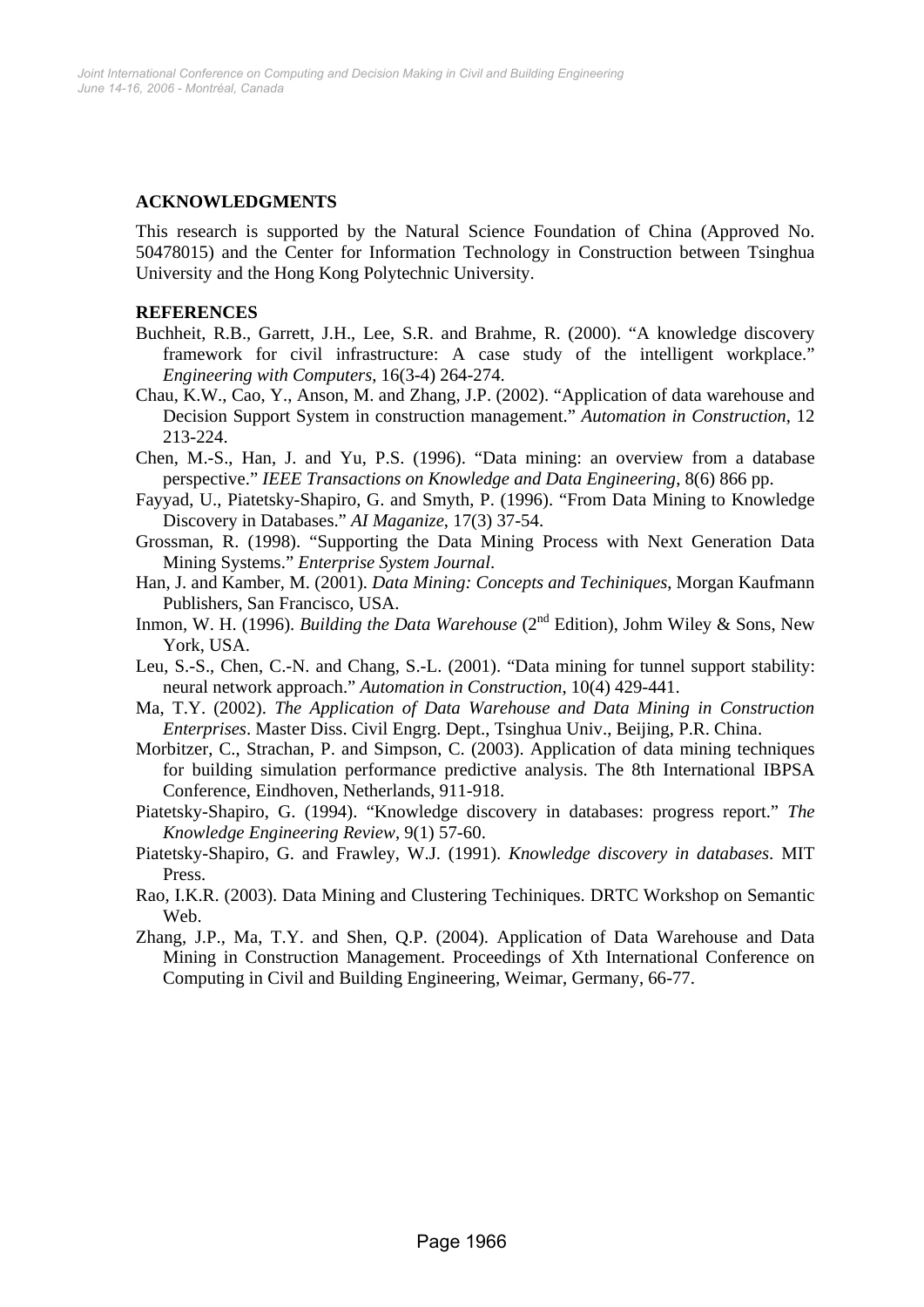## ACKNOWLEDGMENTS

This research is supported by the Natural Science Foundation of China (Approved No. 50478015) and the Center for Information Technology in Construction between Tsinghua University and the Hong Kong Polytechnic University.

## REFERENCES

Buchheit, R.B., Garrett, J.H., Lee, S.R. and Brahme, R. (2000). "A knowledge discovery framework for civil infrastructure: A case study of the intelligent workplace." *Engineering with Computers*, 16(3-4) 264-274.

Chau, K.W., Cao, Y., Anson, M. and Zhang, J.P. (2002). "Application of data warehouse and Decision Support System in construction management." *Automation in Construction*, 12 213-224.

Chen, M.-S., Han, J. and Yu, P.S. (1996). "Data mining: an overview from a database perspective." *IEEE Transactions on Knowledge and Data Engineering*, 8(6) 866 pp.

Fayyad, U., Piatetsky-Shapiro, G. and Smyth, P. (1996). "From Data Mining to Knowledge Discovery in Databases." *AI Maganize*, 17(3) 37-54.

Grossman, R. (1998). "Supporting the Data Mining Process with Next Generation Data Mining Systems." *Enterprise System Journal*.

Han, J. and Kamber, M. (2001). *Data Mining: Concepts and Techiniques*, Morgan Kaufmann Publishers, San Francisco, USA.

Inmon, W. H. (1996). *Building the Data Warehouse* (2nd Edition), Johm Wiley & Sons, New York, USA.

Leu, S.-S., Chen, C.-N. and Chang, S.-L. (2001). "Data mining for tunnel support stability: neural network approach." *Automation in Construction*, 10(4) 429-441.

Ma, T.Y. (2002). *The Application of Data Warehouse and Data Mining in Construction Enterprises*. Master Diss. Civil Engrg. Dept., Tsinghua Univ., Beijing, P.R. China.

Morbitzer, C., Strachan, P. and Simpson, C. (2003). Application of data mining techniques for building simulation performance predictive analysis. The 8th International IBPSA Conference, Eindhoven, Netherlands, 911-918.

Piatetsky-Shapiro, G. (1994). "Knowledge discovery in databases: progress report." *The Knowledge Engineering Review*, 9(1) 57-60.

Piatetsky-Shapiro, G. and Frawley, W.J. (1991). *Knowledge discovery in databases*. MIT Press.

Rao, I.K.R. (2003). Data Mining and Clustering Techiniques. DRTC Workshop on Semantic Web.

Zhang, J.P., Ma, T.Y. and Shen, Q.P. (2004). Application of Data Warehouse and Data Mining in Construction Management. Proceedings of Xth International Conference on Computing in Civil and Building Engineering, Weimar, Germany, 66-77.